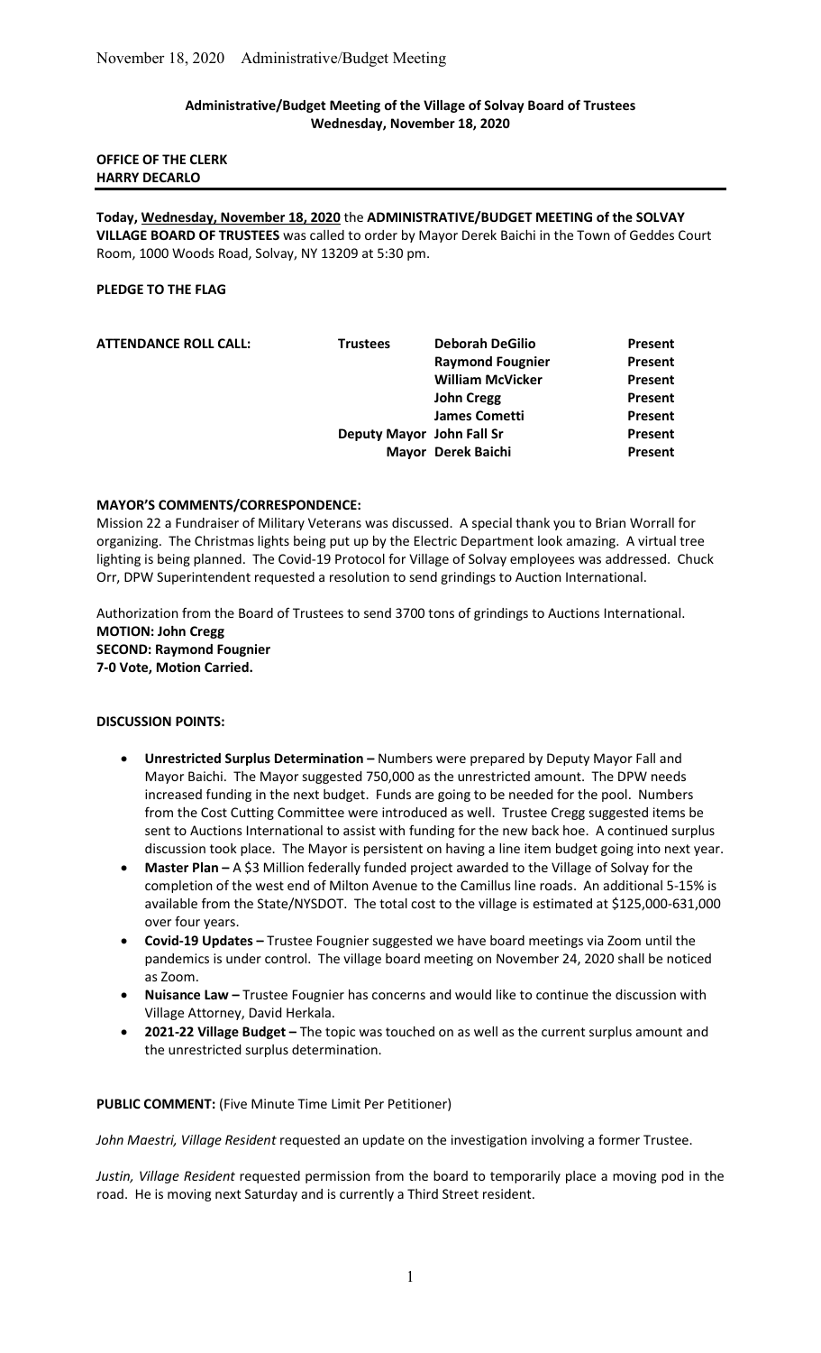**Administrative/Budget Meeting of the Village of Solvay Board of Trustees**
**Wednesday, November 18, 2020**

**OFFICE OF THE CLERK**
**HARRY DECARLO**

---

**Today, Wednesday, November 18, 2020** the **ADMINISTRATIVE/BUDGET MEETING of the SOLVAY VILLAGE BOARD OF TRUSTEES** was called to order by Mayor Derek Baichi in the Town of Geddes Court Room, 1000 Woods Road, Solvay, NY 13209 at 5:30 pm.

**PLEDGE TO THE FLAG**

| **ATTENDANCE ROLL CALL:** | **Trustees** | **Deborah DeGilio** | **Present** |
|---|---|---|---|
| | | **Raymond Fougnier** | **Present** |
| | | **William McVicker** | **Present** |
| | | **John Cregg** | **Present** |
| | | **James Cometti** | **Present** |
| | **Deputy Mayor** | **John Fall Sr** | **Present** |
| | **Mayor** | **Derek Baichi** | **Present** |

**MAYOR'S COMMENTS/CORRESPONDENCE:**

Mission 22 a Fundraiser of Military Veterans was discussed. A special thank you to Brian Worrall for organizing. The Christmas lights being put up by the Electric Department look amazing. A virtual tree lighting is being planned. The Covid-19 Protocol for Village of Solvay employees was addressed. Chuck Orr, DPW Superintendent requested a resolution to send grindings to Auction International.

Authorization from the Board of Trustees to send 3700 tons of grindings to Auctions International.
**MOTION: John Cregg**
**SECOND: Raymond Fougnier**
**7-0 Vote, Motion Carried.**

**DISCUSSION POINTS:**

- **Unrestricted Surplus Determination –** Numbers were prepared by Deputy Mayor Fall and Mayor Baichi. The Mayor suggested 750,000 as the unrestricted amount. The DPW needs increased funding in the next budget. Funds are going to be needed for the pool. Numbers from the Cost Cutting Committee were introduced as well. Trustee Cregg suggested items be sent to Auctions International to assist with funding for the new back hoe. A continued surplus discussion took place. The Mayor is persistent on having a line item budget going into next year.
- **Master Plan –** A $3 Million federally funded project awarded to the Village of Solvay for the completion of the west end of Milton Avenue to the Camillus line roads. An additional 5-15% is available from the State/NYSDOT. The total cost to the village is estimated at $125,000-631,000 over four years.
- **Covid-19 Updates –** Trustee Fougnier suggested we have board meetings via Zoom until the pandemics is under control. The village board meeting on November 24, 2020 shall be noticed as Zoom.
- **Nuisance Law –** Trustee Fougnier has concerns and would like to continue the discussion with Village Attorney, David Herkala.
- **2021-22 Village Budget –** The topic was touched on as well as the current surplus amount and the unrestricted surplus determination.

**PUBLIC COMMENT:** (Five Minute Time Limit Per Petitioner)

*John Maestri, Village Resident* requested an update on the investigation involving a former Trustee.

*Justin, Village Resident* requested permission from the board to temporarily place a moving pod in the road. He is moving next Saturday and is currently a Third Street resident.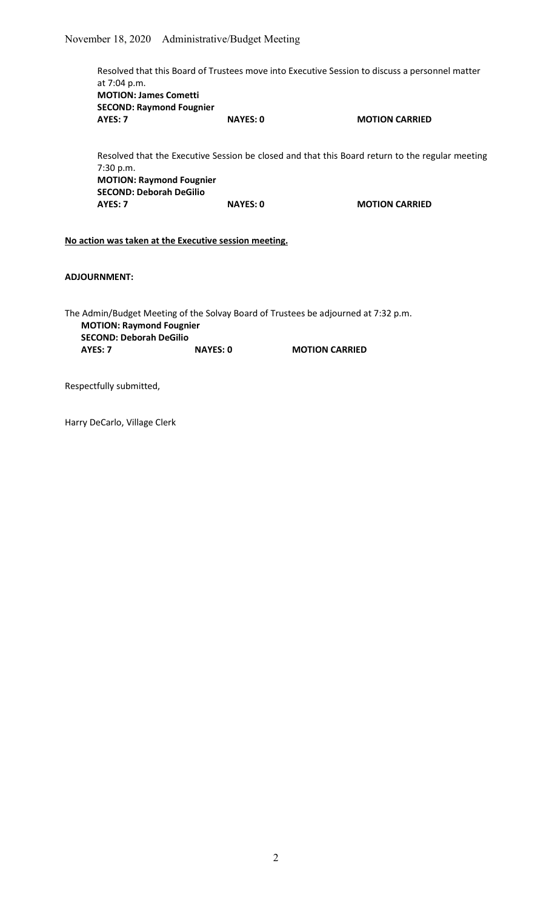Resolved that this Board of Trustees move into Executive Session to discuss a personnel matter at 7:04 p.m.

**MOTION: James Cometti**
**SECOND: Raymond Fougnier**
**AYES: 7** **NAYES: 0** **MOTION CARRIED**

Resolved that the Executive Session be closed and that this Board return to the regular meeting 7:30 p.m.

**MOTION: Raymond Fougnier**
**SECOND: Deborah DeGilio**
**AYES: 7** **NAYES: 0** **MOTION CARRIED**

**No action was taken at the Executive session meeting.**

**ADJOURNMENT:**

The Admin/Budget Meeting of the Solvay Board of Trustees be adjourned at 7:32 p.m.

**MOTION: Raymond Fougnier**
**SECOND: Deborah DeGilio**
**AYES: 7** **NAYES: 0** **MOTION CARRIED**

Respectfully submitted,

Harry DeCarlo, Village Clerk